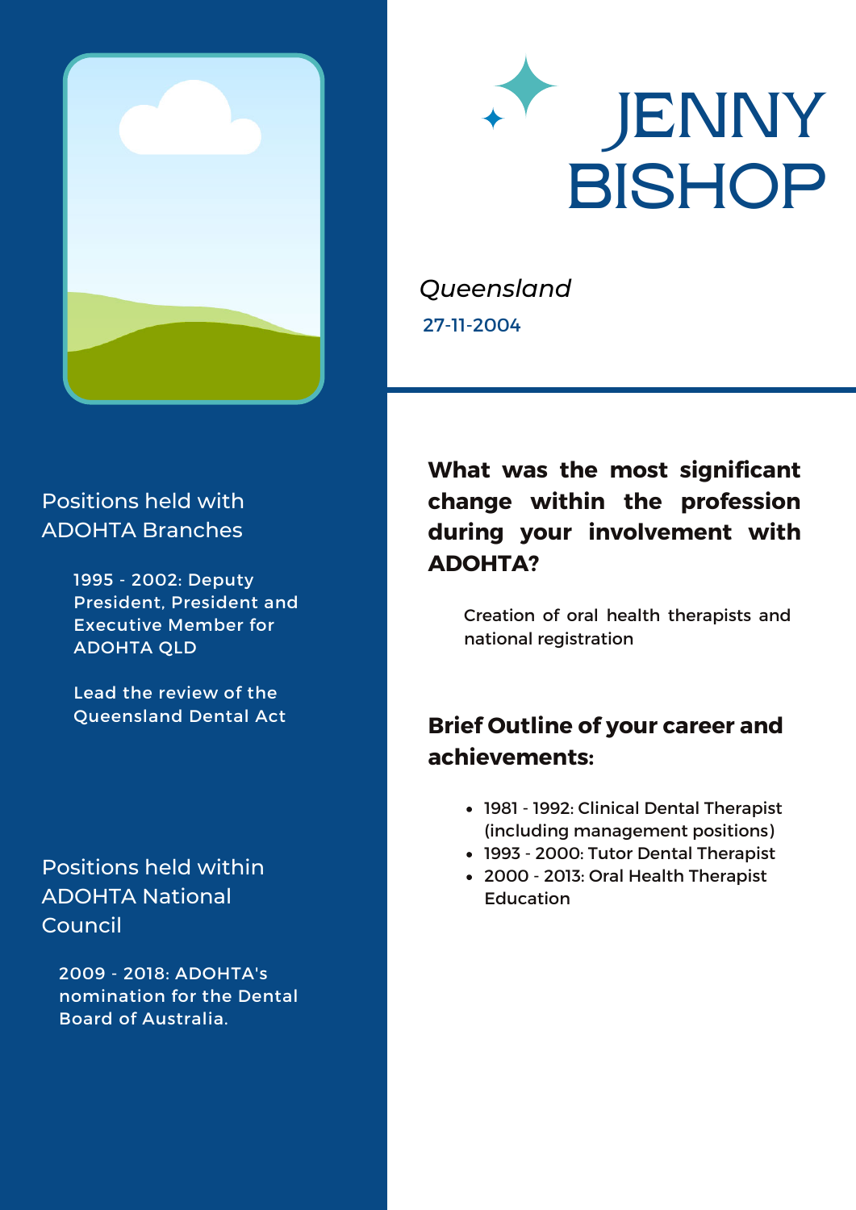# JENNY BISHOP

*Queensland*

27-11-2004

## Positions held with ADOHTA Branches

1995 - 2002: Deputy President, President and Executive Member for ADOHTA QLD

Lead the review of the Queensland Dental Act

## Positions held within ADOHTA National Council

2009 - 2018: ADOHTA's nomination for the Dental Board of Australia.

## What was the most significant change within the profession during your involvement with ADOHTA?

Creation of oral health therapists and national registration

## Brief Outline of your career and achievements:

- 1981 - 1992: Clinical Dental Therapist (including management positions)
- 1993 - 2000: Tutor Dental Therapist
- 2000 - 2013: Oral Health Therapist Education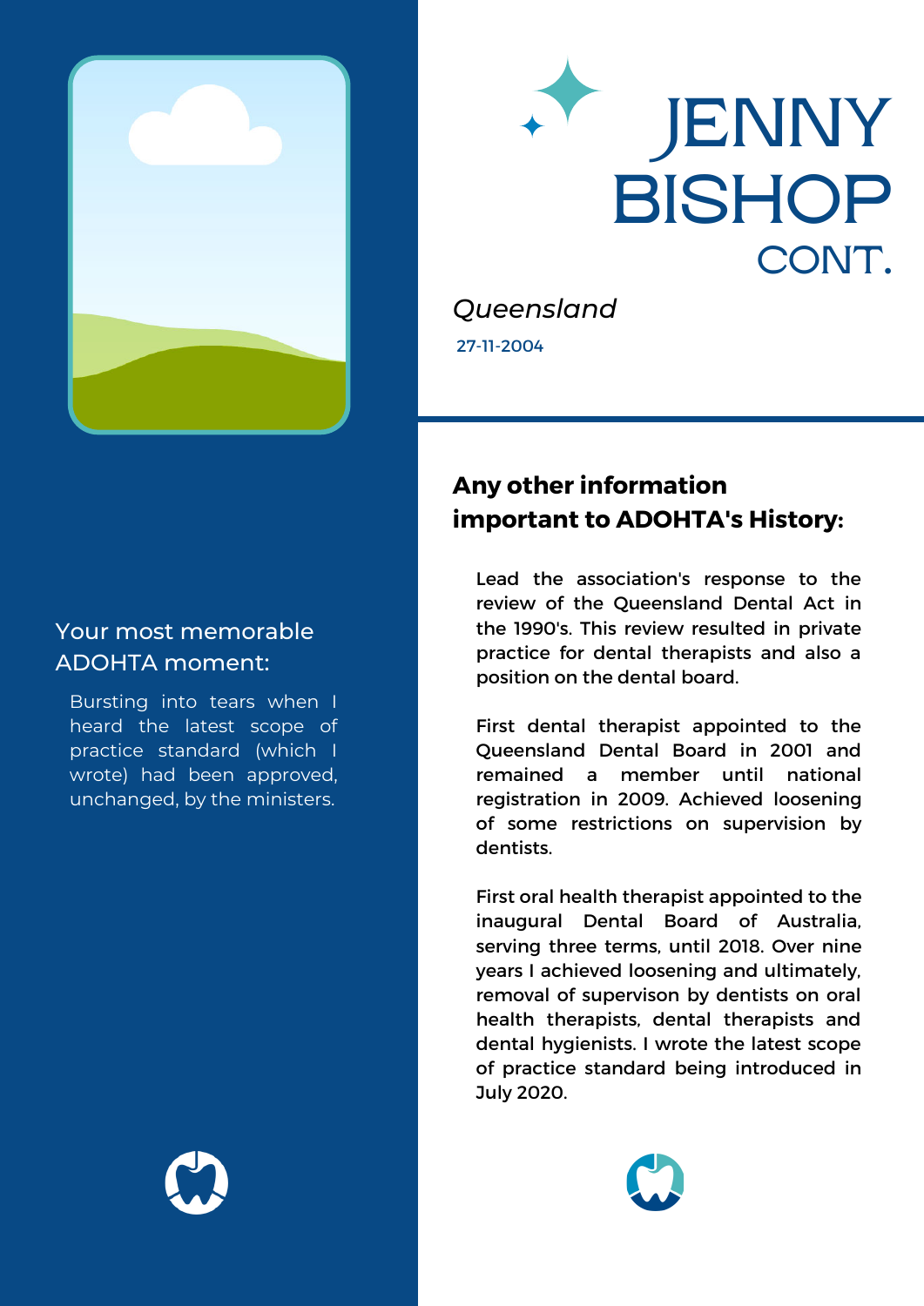# JENNY BISHOP CONT.

*Queensland*

27-11-2004

## Your most memorable ADOHTA moment:

Bursting into tears when I heard the latest scope of practice standard (which I wrote) had been approved, unchanged, by the ministers.

## Any other information important to ADOHTA's History:

Lead the association's response to the review of the Queensland Dental Act in the 1990's. This review resulted in private practice for dental therapists and also a position on the dental board.

First dental therapist appointed to the Queensland Dental Board in 2001 and remained a member until national registration in 2009. Achieved loosening of some restrictions on supervision by dentists.

First oral health therapist appointed to the inaugural Dental Board of Australia, serving three terms, until 2018. Over nine years I achieved loosening and ultimately, removal of supervison by dentists on oral health therapists, dental therapists and dental hygienists. I wrote the latest scope of practice standard being introduced in July 2020.